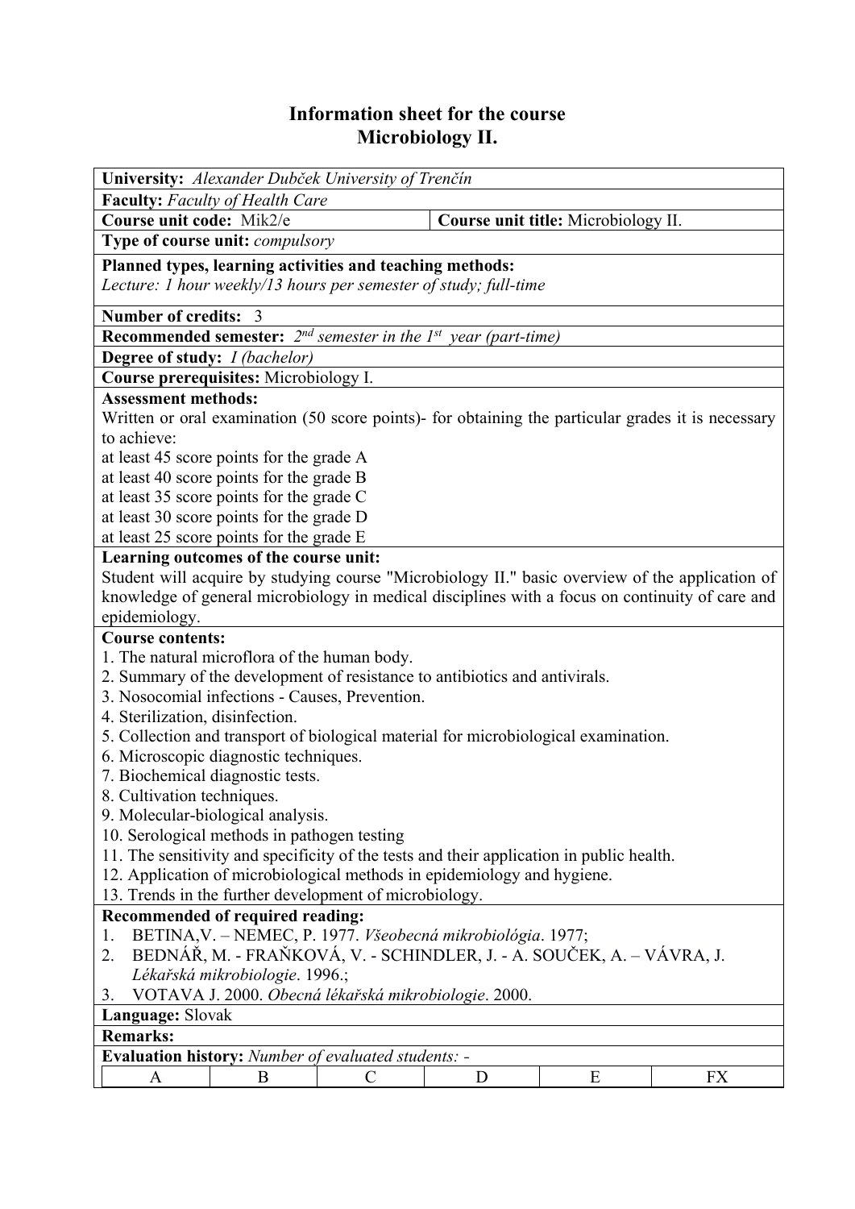# Information sheet for the course
# Microbiology II.

**University:** *Alexander Dubček University of Trenčín*

**Faculty:** *Faculty of Health Care*

**Course unit code:** Mik2/e | **Course unit title:** Microbiology II.

**Type of course unit:** *compulsory*

**Planned types, learning activities and teaching methods:**
*Lecture: 1 hour weekly/13 hours per semester of study; full-time*

**Number of credits:** 3

**Recommended semester:** *2nd semester in the 1st year (part-time)*

**Degree of study:** *I (bachelor)*

**Course prerequisites:** Microbiology I.

**Assessment methods:**
Written or oral examination (50 score points)- for obtaining the particular grades it is necessary to achieve:
at least 45 score points for the grade A
at least 40 score points for the grade B
at least 35 score points for the grade C
at least 30 score points for the grade D
at least 25 score points for the grade E

**Learning outcomes of the course unit:**
Student will acquire by studying course "Microbiology II." basic overview of the application of knowledge of general microbiology in medical disciplines with a focus on continuity of care and epidemiology.

**Course contents:**
1. The natural microflora of the human body.
2. Summary of the development of resistance to antibiotics and antivirals.
3. Nosocomial infections - Causes, Prevention.
4. Sterilization, disinfection.
5. Collection and transport of biological material for microbiological examination.
6. Microscopic diagnostic techniques.
7. Biochemical diagnostic tests.
8. Cultivation techniques.
9. Molecular-biological analysis.
10. Serological methods in pathogen testing
11. The sensitivity and specificity of the tests and their application in public health.
12. Application of microbiological methods in epidemiology and hygiene.
13. Trends in the further development of microbiology.

**Recommended of required reading:**
1. BETINA,V. – NEMEC, P. 1977. *Všeobecná mikrobiológia*. 1977;
2. BEDNÁŘ, M. - FRAŇKOVÁ, V. - SCHINDLER, J. - A. SOUČEK, A. – VÁVRA, J. *Lékařská mikrobiologie*. 1996.;
3. VOTAVA J. 2000. *Obecná lékařská mikrobiologie*. 2000.

**Language:** Slovak

**Remarks:**

**Evaluation history:** *Number of evaluated students: -*

| A | B | C | D | E | FX |
|---|---|---|---|---|---|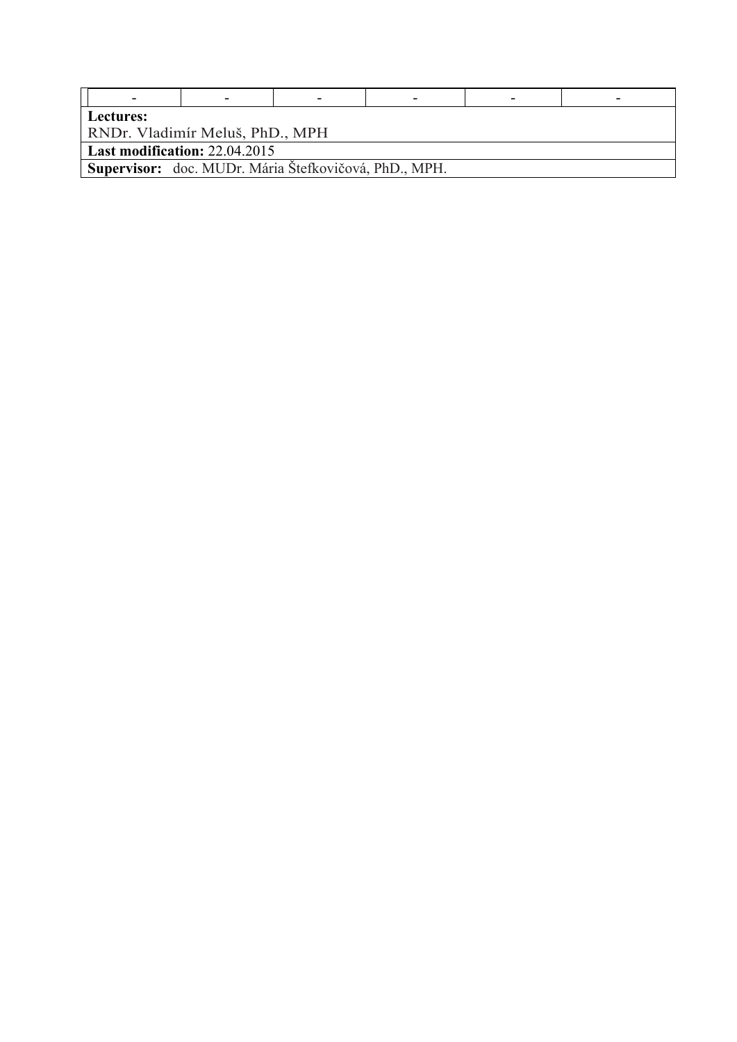| | | | | | |
|---|---|---|---|---|---|
| - | - | - | - | - | - |

**Lectures:**
RNDr. Vladimír Meluš, PhD., MPH

**Last modification:** 22.04.2015

**Supervisor:** doc. MUDr. Mária Štefkovičová, PhD., MPH.